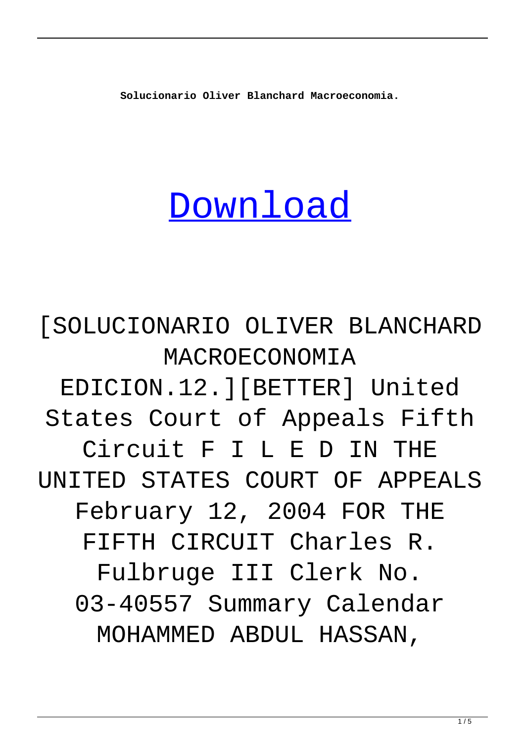**Solucionario Oliver Blanchard Macroeconomia.**

[Download]

[SOLUCIONARIO OLIVER BLANCHARD MACROECONOMIA EDICION.12.][BETTER] United States Court of Appeals Fifth Circuit F I L E D IN THE UNITED STATES COURT OF APPEALS February 12, 2004 FOR THE FIFTH CIRCUIT Charles R. Fulbruge III Clerk No. 03-40557 Summary Calendar MOHAMMED ABDUL HASSAN,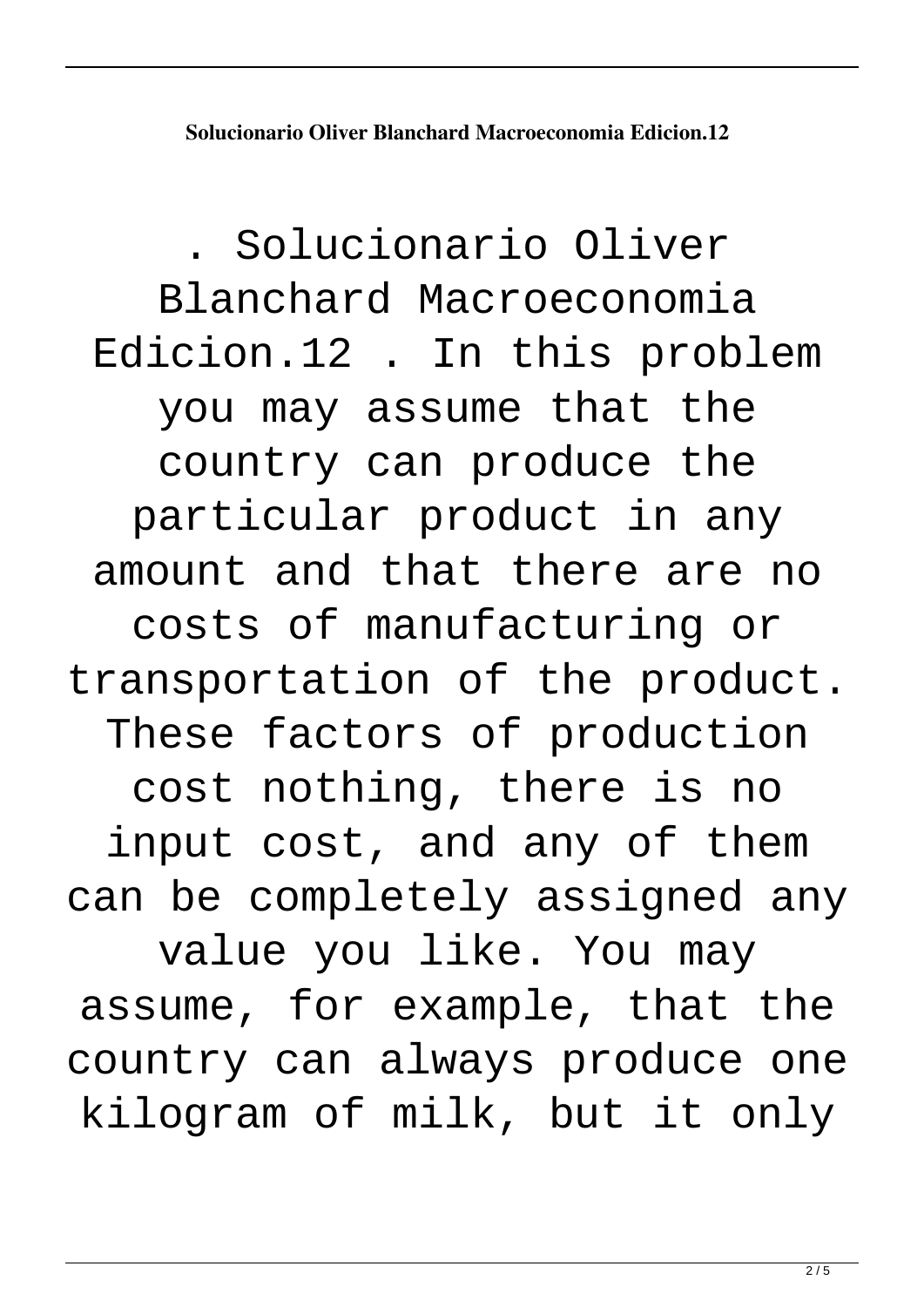**Solucionario Oliver Blanchard Macroeconomia Edicion.12**

. Solucionario Oliver Blanchard Macroeconomia Edicion.12 . In this problem you may assume that the country can produce the particular product in any amount and that there are no costs of manufacturing or transportation of the product. These factors of production cost nothing, there is no input cost, and any of them can be completely assigned any value you like. You may assume, for example, that the country can always produce one kilogram of milk, but it only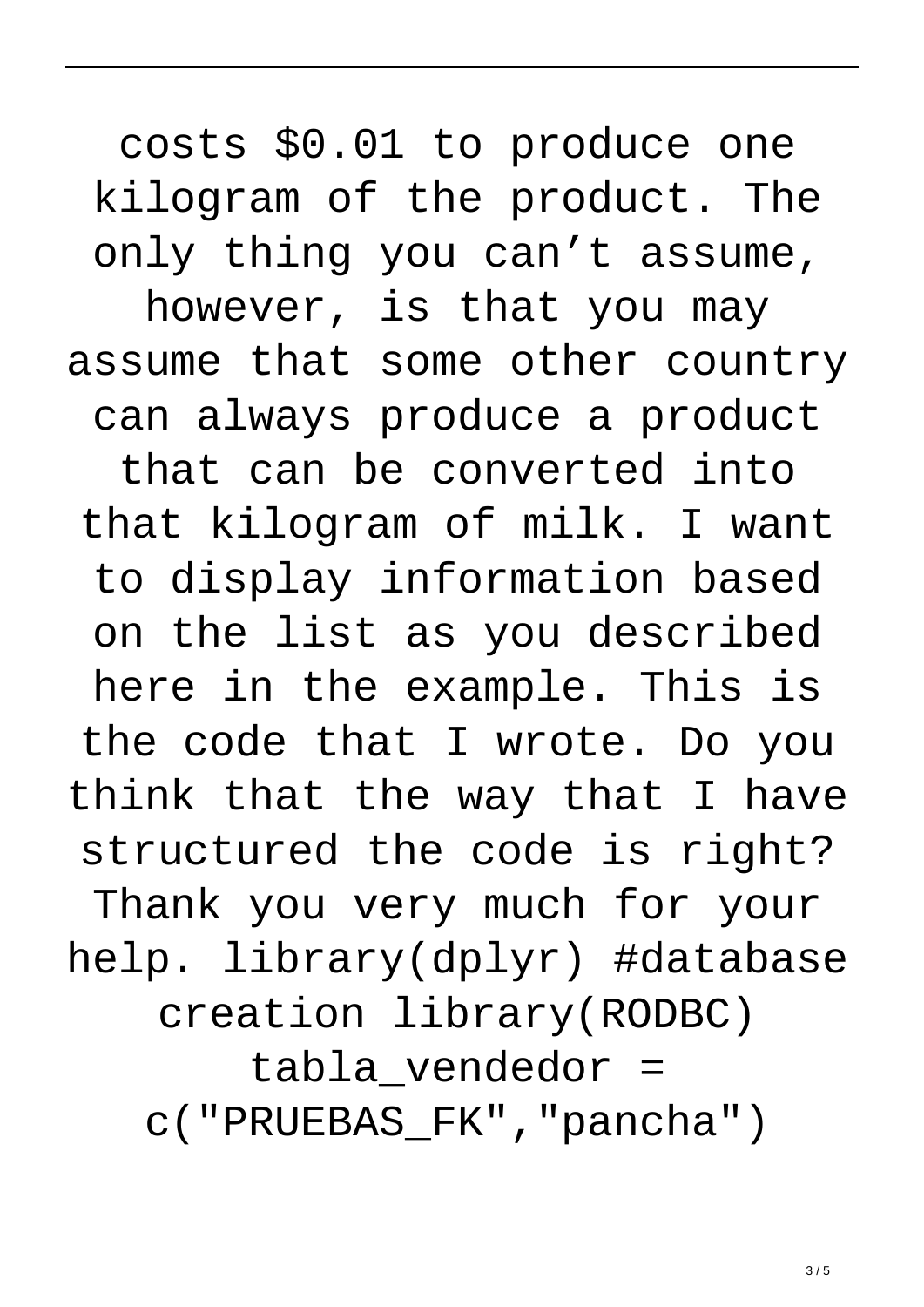costs $0.01 to produce one kilogram of the product. The only thing you can't assume, however, is that you may assume that some other country can always produce a product that can be converted into that kilogram of milk. I want to display information based on the list as you described here in the example. This is the code that I wrote. Do you think that the way that I have structured the code is right? Thank you very much for your help. library(dplyr) #database creation library(RODBC) tabla_vendedor = c("PRUEBAS_FK","pancha")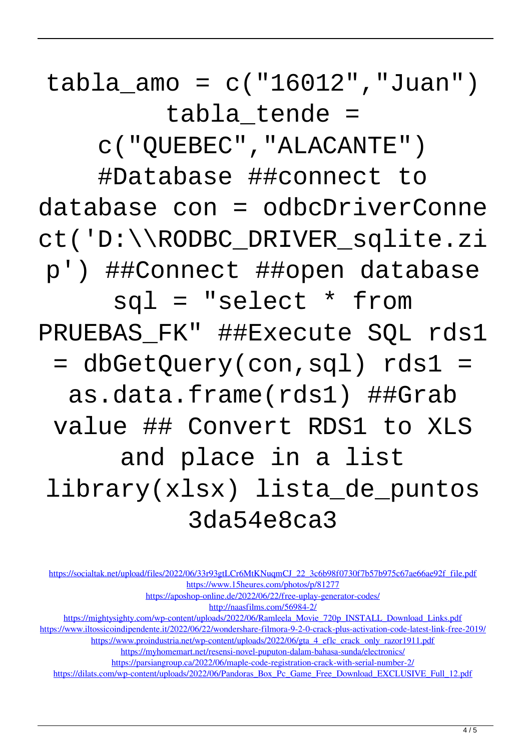tabla_amo = c("16012","Juan") tabla_tende = c("QUEBEC","ALACANTE") #Database ##connect to database con = odbcDriverConnect('D:\\RODBC_DRIVER_sqlite.zip') ##Connect ##open database sql = "select * from PRUEBAS_FK" ##Execute SQL rds1 = dbGetQuery(con,sql) rds1 = as.data.frame(rds1) ##Grab value ## Convert RDS1 to XLS and place in a list library(xlsx) lista_de_puntos 3da54e8ca3

https://socialtak.net/upload/files/2022/06/33r93gtLCr6MtKNuqmCJ_22_3c6b98f0730f7b57b975c67ae66ae92f_file.pdf
https://www.15heures.com/photos/p/81277
https://aposhop-online.de/2022/06/22/free-uplay-generator-codes/
http://naasfilms.com/56984-2/
https://mightysighty.com/wp-content/uploads/2022/06/Ramleela_Movie_720p_INSTALL_Download_Links.pdf
https://www.iltossicoindipendente.it/2022/06/22/wondershare-filmora-9-2-0-crack-plus-activation-code-latest-link-free-2019/
https://www.proindustria.net/wp-content/uploads/2022/06/gta_4_eflc_crack_only_razor1911.pdf
https://myhomemart.net/resensi-novel-puputon-dalam-bahasa-sunda/electronics/
https://parsiangroup.ca/2022/06/maple-code-registration-crack-with-serial-number-2/
https://dilats.com/wp-content/uploads/2022/06/Pandoras_Box_Pc_Game_Free_Download_EXCLUSIVE_Full_12.pdf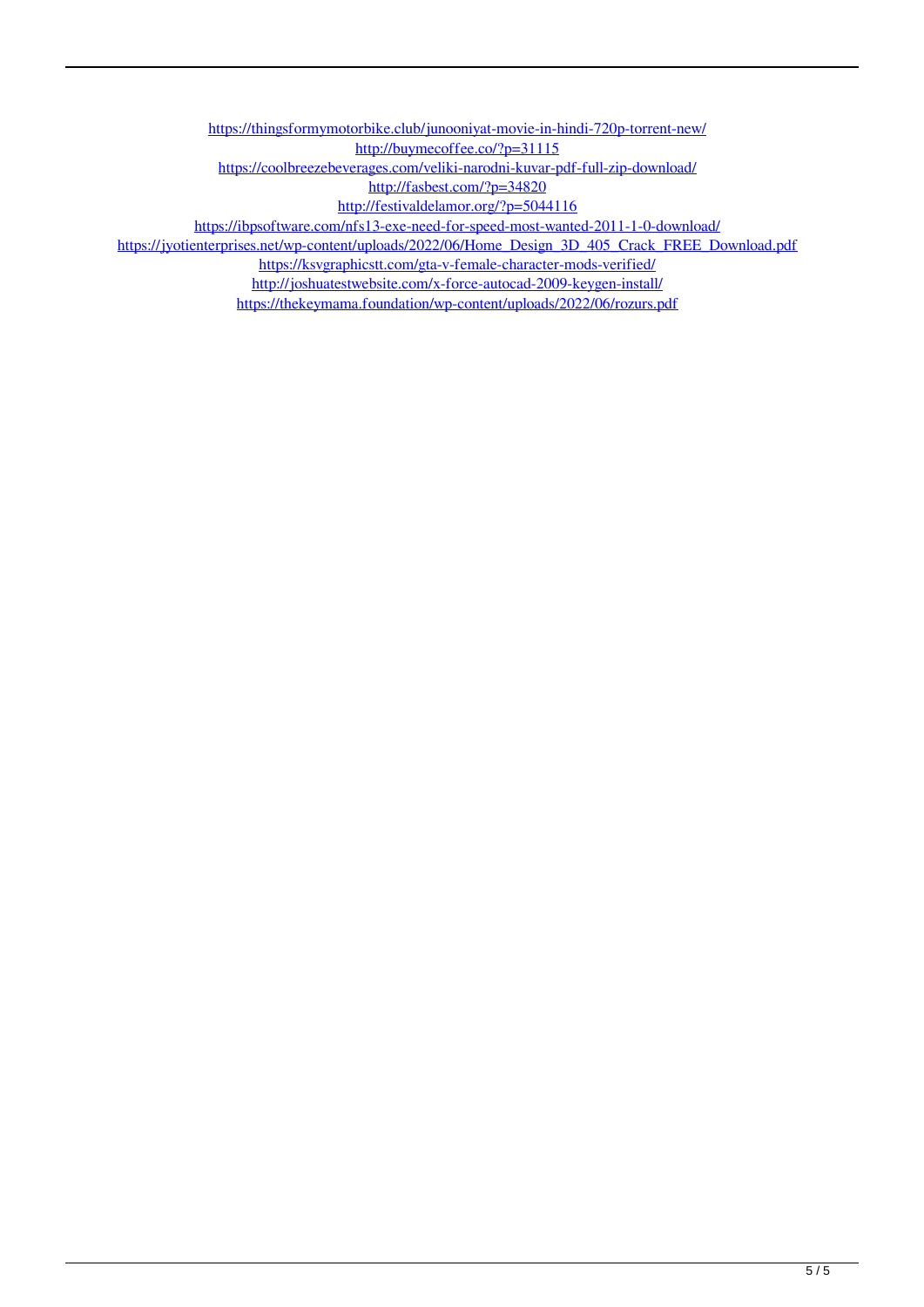https://thingsformymotorbike.club/junooniyat-movie-in-hindi-720p-torrent-new/
http://buymecoffee.co/?p=31115
https://coolbreezebeverages.com/veliki-narodni-kuvar-pdf-full-zip-download/
http://fasbest.com/?p=34820
http://festivaldelamor.org/?p=5044116
https://ibpsoftware.com/nfs13-exe-need-for-speed-most-wanted-2011-1-0-download/
https://jyotienterprises.net/wp-content/uploads/2022/06/Home_Design_3D_405_Crack_FREE_Download.pdf
https://ksvgraphicstt.com/gta-v-female-character-mods-verified/
http://joshuatestwebsite.com/x-force-autocad-2009-keygen-install/
https://thekeymama.foundation/wp-content/uploads/2022/06/rozurs.pdf